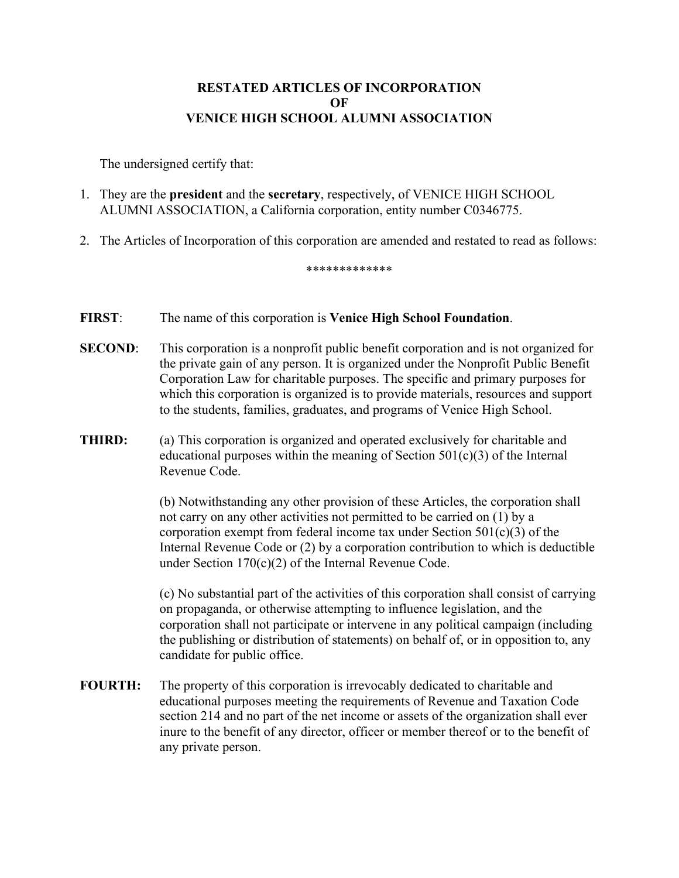# RESTATED ARTICLES OF INCORPORATION
# OF
# VENICE HIGH SCHOOL ALUMNI ASSOCIATION

The undersigned certify that:

1. They are the **president** and the **secretary**, respectively, of VENICE HIGH SCHOOL ALUMNI ASSOCIATION, a California corporation, entity number C0346775.

2. The Articles of Incorporation of this corporation are amended and restated to read as follows:

*************

**FIRST**: The name of this corporation is **Venice High School Foundation**.

**SECOND**: This corporation is a nonprofit public benefit corporation and is not organized for the private gain of any person. It is organized under the Nonprofit Public Benefit Corporation Law for charitable purposes. The specific and primary purposes for which this corporation is organized is to provide materials, resources and support to the students, families, graduates, and programs of Venice High School.

**THIRD:** (a) This corporation is organized and operated exclusively for charitable and educational purposes within the meaning of Section 501(c)(3) of the Internal Revenue Code.

(b) Notwithstanding any other provision of these Articles, the corporation shall not carry on any other activities not permitted to be carried on (1) by a corporation exempt from federal income tax under Section 501(c)(3) of the Internal Revenue Code or (2) by a corporation contribution to which is deductible under Section 170(c)(2) of the Internal Revenue Code.

(c) No substantial part of the activities of this corporation shall consist of carrying on propaganda, or otherwise attempting to influence legislation, and the corporation shall not participate or intervene in any political campaign (including the publishing or distribution of statements) on behalf of, or in opposition to, any candidate for public office.

**FOURTH:** The property of this corporation is irrevocably dedicated to charitable and educational purposes meeting the requirements of Revenue and Taxation Code section 214 and no part of the net income or assets of the organization shall ever inure to the benefit of any director, officer or member thereof or to the benefit of any private person.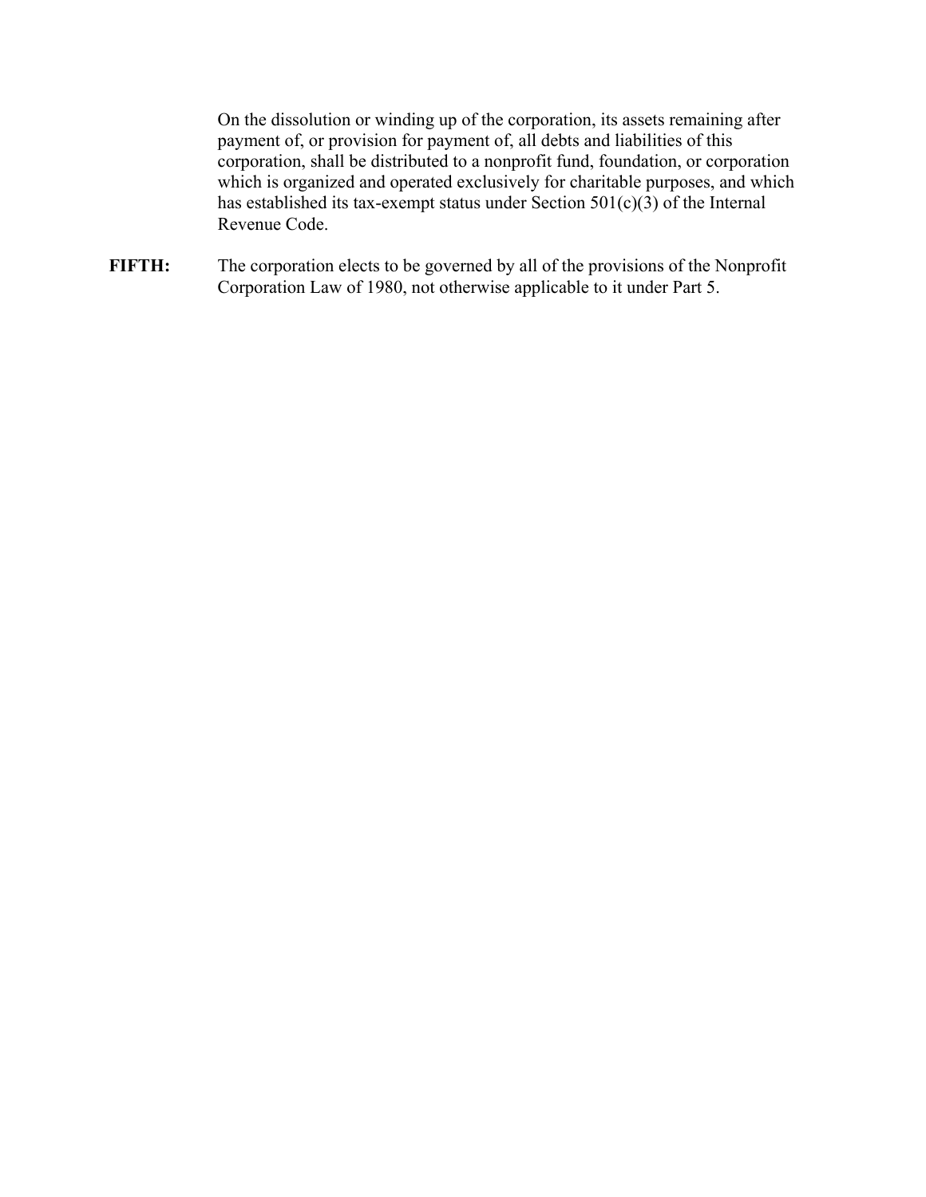On the dissolution or winding up of the corporation, its assets remaining after payment of, or provision for payment of, all debts and liabilities of this corporation, shall be distributed to a nonprofit fund, foundation, or corporation which is organized and operated exclusively for charitable purposes, and which has established its tax-exempt status under Section 501(c)(3) of the Internal Revenue Code.

**FIFTH:** The corporation elects to be governed by all of the provisions of the Nonprofit Corporation Law of 1980, not otherwise applicable to it under Part 5.